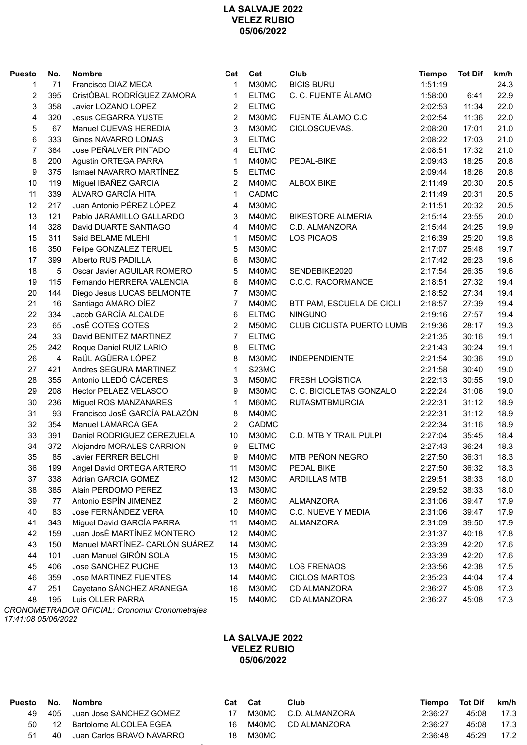**LA SALVAJE 2022**
**VELEZ RUBIO**
**05/06/2022**

| Puesto | No. | Nombre | Cat | Cat | Club | Tiempo | Tot Dif | km/h |
|---|---|---|---|---|---|---|---|---|
| 1 | 71 | Francisco DIAZ MECA | 1 | M30MC | BICIS BURU | 1:51:19 | | 24.3 |
| 2 | 395 | CristÓBAL RODRÍGUEZ ZAMORA | 1 | ELTMC | C. C. FUENTE ÁLAMO | 1:58:00 | 6:41 | 22.9 |
| 3 | 358 | Javier LOZANO LOPEZ | 2 | ELTMC | | 2:02:53 | 11:34 | 22.0 |
| 4 | 320 | Jesus CEGARRA YUSTE | 2 | M30MC | FUENTE ÁLAMO C.C | 2:02:54 | 11:36 | 22.0 |
| 5 | 67 | Manuel CUEVAS HEREDIA | 3 | M30MC | CICLOSCUEVAS. | 2:08:20 | 17:01 | 21.0 |
| 6 | 333 | Gines NAVARRO LOMAS | 3 | ELTMC | | 2:08:22 | 17:03 | 21.0 |
| 7 | 384 | Jose PEÑALVER PINTADO | 4 | ELTMC | | 2:08:51 | 17:32 | 21.0 |
| 8 | 200 | Agustin ORTEGA PARRA | 1 | M40MC | PEDAL-BIKE | 2:09:43 | 18:25 | 20.8 |
| 9 | 375 | Ismael NAVARRO MARTÍNEZ | 5 | ELTMC | | 2:09:44 | 18:26 | 20.8 |
| 10 | 119 | Miguel IBAÑEZ GARCIA | 2 | M40MC | ALBOX BIKE | 2:11:49 | 20:30 | 20.5 |
| 11 | 339 | ÁLVARO GARCÍA HITA | 1 | CADMC | | 2:11:49 | 20:31 | 20.5 |
| 12 | 217 | Juan Antonio PÉREZ LÓPEZ | 4 | M30MC | | 2:11:51 | 20:32 | 20.5 |
| 13 | 121 | Pablo JARAMILLO GALLARDO | 3 | M40MC | BIKESTORE ALMERIA | 2:15:14 | 23:55 | 20.0 |
| 14 | 328 | David DUARTE SANTIAGO | 4 | M40MC | C.D. ALMANZORA | 2:15:44 | 24:25 | 19.9 |
| 15 | 311 | Said BELAME MLEHI | 1 | M50MC | LOS PICAOS | 2:16:39 | 25:20 | 19.8 |
| 16 | 350 | Felipe GONZALEZ TERUEL | 5 | M30MC | | 2:17:07 | 25:48 | 19.7 |
| 17 | 399 | Alberto RUS PADILLA | 6 | M30MC | | 2:17:42 | 26:23 | 19.6 |
| 18 | 5 | Oscar Javier AGUILAR ROMERO | 5 | M40MC | SENDEBIKE2020 | 2:17:54 | 26:35 | 19.6 |
| 19 | 115 | Fernando HERRERA VALENCIA | 6 | M40MC | C.C.C. RACORMANCE | 2:18:51 | 27:32 | 19.4 |
| 20 | 144 | Diego Jesus LUCAS BELMONTE | 7 | M30MC | | 2:18:52 | 27:34 | 19.4 |
| 21 | 16 | Santiago AMARO DÍEZ | 7 | M40MC | BTT PAM, ESCUELA DE CICLI | 2:18:57 | 27:39 | 19.4 |
| 22 | 334 | Jacob GARCÍA ALCALDE | 6 | ELTMC | NINGUNO | 2:19:16 | 27:57 | 19.4 |
| 23 | 65 | JosÉ COTES COTES | 2 | M50MC | CLUB CICLISTA PUERTO LUMB | 2:19:36 | 28:17 | 19.3 |
| 24 | 33 | David BENITEZ MARTINEZ | 7 | ELTMC | | 2:21:35 | 30:16 | 19.1 |
| 25 | 242 | Roque Daniel RUIZ LARIO | 8 | ELTMC | | 2:21:43 | 30:24 | 19.1 |
| 26 | 4 | RaÚL AGÜERA LÓPEZ | 8 | M30MC | INDEPENDIENTE | 2:21:54 | 30:36 | 19.0 |
| 27 | 421 | Andres SEGURA MARTINEZ | 1 | S23MC | | 2:21:58 | 30:40 | 19.0 |
| 28 | 355 | Antonio LLEDÓ CÁCERES | 3 | M50MC | FRESH LOGÍSTICA | 2:22:13 | 30:55 | 19.0 |
| 29 | 208 | Hector PELAEZ VELASCO | 9 | M30MC | C. C. BICICLETAS GONZALO | 2:22:24 | 31:06 | 19.0 |
| 30 | 236 | Miguel ROS MANZANARES | 1 | M60MC | RUTASMTBMURCIA | 2:22:31 | 31:12 | 18.9 |
| 31 | 93 | Francisco JosÉ GARCÍA PALAZÓN | 8 | M40MC | | 2:22:31 | 31:12 | 18.9 |
| 32 | 354 | Manuel LAMARCA GEA | 2 | CADMC | | 2:22:34 | 31:16 | 18.9 |
| 33 | 391 | Daniel RODRIGUEZ CEREZUELA | 10 | M30MC | C.D. MTB Y TRAIL PULPI | 2:27:04 | 35:45 | 18.4 |
| 34 | 372 | Alejandro MORALES CARRION | 9 | ELTMC | | 2:27:43 | 36:24 | 18.3 |
| 35 | 85 | Javier FERRER BELCHI | 9 | M40MC | MTB PEÑON NEGRO | 2:27:50 | 36:31 | 18.3 |
| 36 | 199 | Angel David ORTEGA ARTERO | 11 | M30MC | PEDAL BIKE | 2:27:50 | 36:32 | 18.3 |
| 37 | 338 | Adrian GARCIA GOMEZ | 12 | M30MC | ARDILLAS MTB | 2:29:51 | 38:33 | 18.0 |
| 38 | 385 | Alain PERDOMO PEREZ | 13 | M30MC | | 2:29:52 | 38:33 | 18.0 |
| 39 | 77 | Antonio ESPÍN JIMENEZ | 2 | M60MC | ALMANZORA | 2:31:06 | 39:47 | 17.9 |
| 40 | 83 | Jose FERNÁNDEZ VERA | 10 | M40MC | C.C. NUEVE Y MEDIA | 2:31:06 | 39:47 | 17.9 |
| 41 | 343 | Miguel David GARCÍA PARRA | 11 | M40MC | ALMANZORA | 2:31:09 | 39:50 | 17.9 |
| 42 | 159 | Juan JosÉ MARTÍNEZ MONTERO | 12 | M40MC | | 2:31:37 | 40:18 | 17.8 |
| 43 | 150 | Manuel MARTÍNEZ- CARLÓN SUÁREZ | 14 | M30MC | | 2:33:39 | 42:20 | 17.6 |
| 44 | 101 | Juan Manuel GIRÓN SOLA | 15 | M30MC | | 2:33:39 | 42:20 | 17.6 |
| 45 | 406 | Jose SANCHEZ PUCHE | 13 | M40MC | LOS FRENAOS | 2:33:56 | 42:38 | 17.5 |
| 46 | 359 | Jose MARTINEZ FUENTES | 14 | M40MC | CICLOS MARTOS | 2:35:23 | 44:04 | 17.4 |
| 47 | 251 | Cayetano SÁNCHEZ ARANEGA | 16 | M30MC | CD ALMANZORA | 2:36:27 | 45:08 | 17.3 |
| 48 | 195 | Luis OLLER PARRA | 15 | M40MC | CD ALMANZORA | 2:36:27 | 45:08 | 17.3 |

*CRONOMETRADOR OFICIAL: Cronomur Cronometrajes*
*17:41:08 05/06/2022*

**LA SALVAJE 2022**
**VELEZ RUBIO**
**05/06/2022**

| Puesto | No. | Nombre | Cat | Cat | Club | Tiempo | Tot Dif | km/h |
|---|---|---|---|---|---|---|---|---|
| 49 | 405 | Juan Jose SANCHEZ GOMEZ | 17 | M30MC | C.D. ALMANZORA | 2:36:27 | 45:08 | 17.3 |
| 50 | 12 | Bartolome ALCOLEA EGEA | 16 | M40MC | CD ALMANZORA | 2:36:27 | 45:08 | 17.3 |
| 51 | 40 | Juan Carlos BRAVO NAVARRO | 18 | M30MC | | 2:36:48 | 45:29 | 17.2 |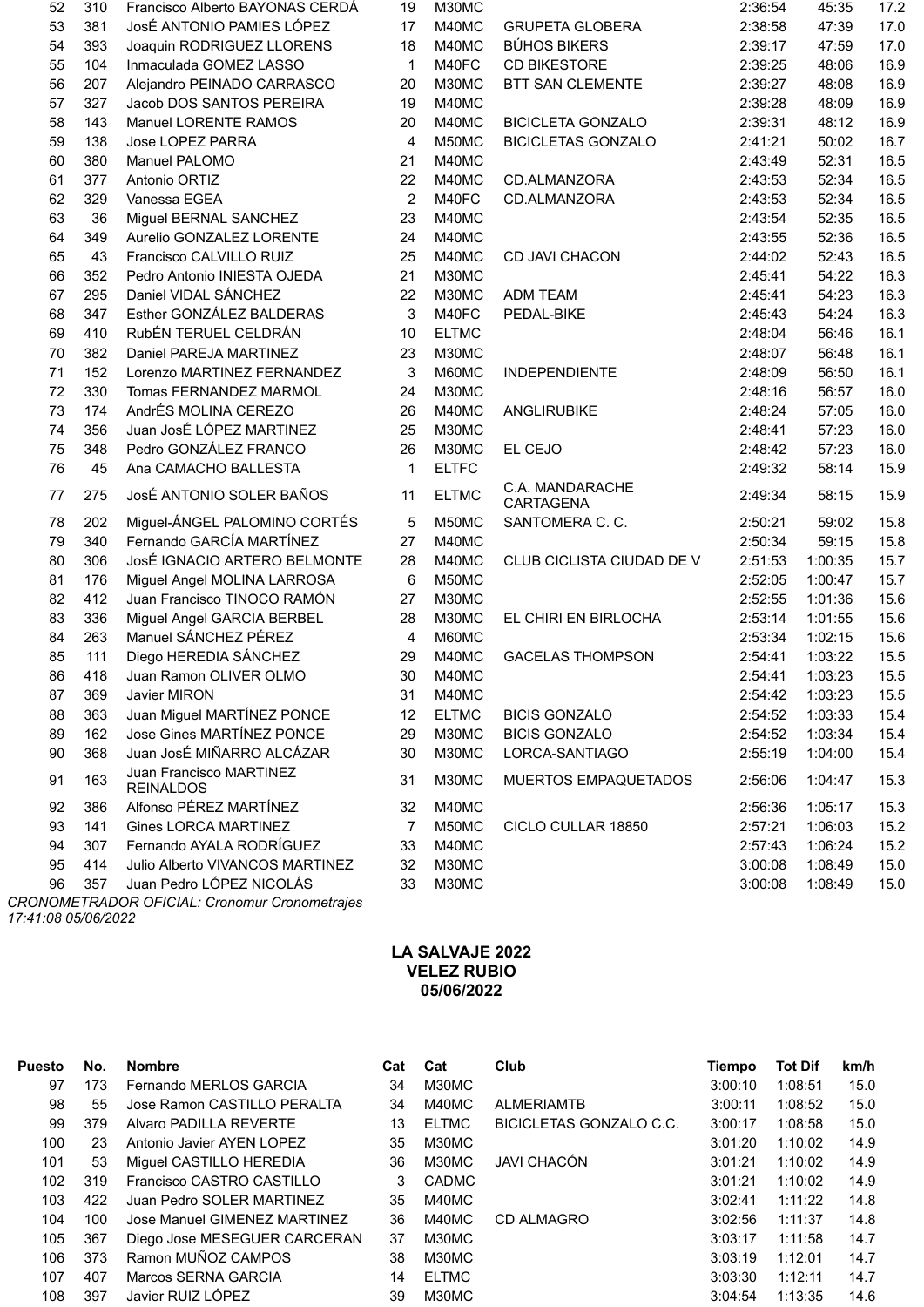| Puesto | No. | Nombre | Cat | Cat | Club | Tiempo | Tot Dif | km/h |
|---|---|---|---|---|---|---|---|---|
| 52 | 310 | Francisco Alberto BAYONAS CERDÁ | 19 | M30MC | | 2:36:54 | 45:35 | 17.2 |
| 53 | 381 | JosÉ ANTONIO PAMIES LÓPEZ | 17 | M40MC | GRUPETA GLOBERA | 2:38:58 | 47:39 | 17.0 |
| 54 | 393 | Joaquin RODRIGUEZ LLORENS | 18 | M40MC | BÚHOS BIKERS | 2:39:17 | 47:59 | 17.0 |
| 55 | 104 | Inmaculada GOMEZ LASSO | 1 | M40FC | CD BIKESTORE | 2:39:25 | 48:06 | 16.9 |
| 56 | 207 | Alejandro PEINADO CARRASCO | 20 | M30MC | BTT SAN CLEMENTE | 2:39:27 | 48:08 | 16.9 |
| 57 | 327 | Jacob DOS SANTOS PEREIRA | 19 | M40MC | | 2:39:28 | 48:09 | 16.9 |
| 58 | 143 | Manuel LORENTE RAMOS | 20 | M40MC | BICICLETA GONZALO | 2:39:31 | 48:12 | 16.9 |
| 59 | 138 | Jose LOPEZ PARRA | 4 | M50MC | BICICLETAS GONZALO | 2:41:21 | 50:02 | 16.7 |
| 60 | 380 | Manuel PALOMO | 21 | M40MC | | 2:43:49 | 52:31 | 16.5 |
| 61 | 377 | Antonio ORTIZ | 22 | M40MC | CD.ALMANZORA | 2:43:53 | 52:34 | 16.5 |
| 62 | 329 | Vanessa EGEA | 2 | M40FC | CD.ALMANZORA | 2:43:53 | 52:34 | 16.5 |
| 63 | 36 | Miguel BERNAL SANCHEZ | 23 | M40MC | | 2:43:54 | 52:35 | 16.5 |
| 64 | 349 | Aurelio GONZALEZ LORENTE | 24 | M40MC | | 2:43:55 | 52:36 | 16.5 |
| 65 | 43 | Francisco CALVILLO RUIZ | 25 | M40MC | CD JAVI CHACON | 2:44:02 | 52:43 | 16.5 |
| 66 | 352 | Pedro Antonio INIESTA OJEDA | 21 | M30MC | | 2:45:41 | 54:22 | 16.3 |
| 67 | 295 | Daniel VIDAL SÁNCHEZ | 22 | M30MC | ADM TEAM | 2:45:41 | 54:23 | 16.3 |
| 68 | 347 | Esther GONZÁLEZ BALDERAS | 3 | M40FC | PEDAL-BIKE | 2:45:43 | 54:24 | 16.3 |
| 69 | 410 | RubÉN TERUEL CELDRÁN | 10 | ELTMC | | 2:48:04 | 56:46 | 16.1 |
| 70 | 382 | Daniel PAREJA MARTINEZ | 23 | M30MC | | 2:48:07 | 56:48 | 16.1 |
| 71 | 152 | Lorenzo MARTINEZ FERNANDEZ | 3 | M60MC | INDEPENDIENTE | 2:48:09 | 56:50 | 16.1 |
| 72 | 330 | Tomas FERNANDEZ MARMOL | 24 | M30MC | | 2:48:16 | 56:57 | 16.0 |
| 73 | 174 | AndrÉS MOLINA CEREZO | 26 | M40MC | ANGLIRUBIKE | 2:48:24 | 57:05 | 16.0 |
| 74 | 356 | Juan JosÉ LÓPEZ MARTINEZ | 25 | M30MC | | 2:48:41 | 57:23 | 16.0 |
| 75 | 348 | Pedro GONZÁLEZ FRANCO | 26 | M30MC | EL CEJO | 2:48:42 | 57:23 | 16.0 |
| 76 | 45 | Ana CAMACHO BALLESTA | 1 | ELTFC | | 2:49:32 | 58:14 | 15.9 |
| 77 | 275 | JosÉ ANTONIO SOLER BAÑOS | 11 | ELTMC | C.A. MANDARACHE CARTAGENA | 2:49:34 | 58:15 | 15.9 |
| 78 | 202 | Miguel-ÁNGEL PALOMINO CORTÉS | 5 | M50MC | SANTOMERA C. C. | 2:50:21 | 59:02 | 15.8 |
| 79 | 340 | Fernando GARCÍA MARTÍNEZ | 27 | M40MC | | 2:50:34 | 59:15 | 15.8 |
| 80 | 306 | JosÉ IGNACIO ARTERO BELMONTE | 28 | M40MC | CLUB CICLISTA CIUDAD DE V | 2:51:53 | 1:00:35 | 15.7 |
| 81 | 176 | Miguel Angel MOLINA LARROSA | 6 | M50MC | | 2:52:05 | 1:00:47 | 15.7 |
| 82 | 412 | Juan Francisco TINOCO RAMÓN | 27 | M30MC | | 2:52:55 | 1:01:36 | 15.6 |
| 83 | 336 | Miguel Angel GARCIA BERBEL | 28 | M30MC | EL CHIRI EN BIRLOCHA | 2:53:14 | 1:01:55 | 15.6 |
| 84 | 263 | Manuel SÁNCHEZ PÉREZ | 4 | M60MC | | 2:53:34 | 1:02:15 | 15.6 |
| 85 | 111 | Diego HEREDIA SÁNCHEZ | 29 | M40MC | GACELAS THOMPSON | 2:54:41 | 1:03:22 | 15.5 |
| 86 | 418 | Juan Ramon OLIVER OLMO | 30 | M40MC | | 2:54:41 | 1:03:23 | 15.5 |
| 87 | 369 | Javier MIRON | 31 | M40MC | | 2:54:42 | 1:03:23 | 15.5 |
| 88 | 363 | Juan Miguel MARTÍNEZ PONCE | 12 | ELTMC | BICIS GONZALO | 2:54:52 | 1:03:33 | 15.4 |
| 89 | 162 | Jose Gines MARTÍNEZ PONCE | 29 | M30MC | BICIS GONZALO | 2:54:52 | 1:03:34 | 15.4 |
| 90 | 368 | Juan JosÉ MIÑARRO ALCÁZAR | 30 | M30MC | LORCA-SANTIAGO | 2:55:19 | 1:04:00 | 15.4 |
| 91 | 163 | Juan Francisco MARTINEZ REINALDOS | 31 | M30MC | MUERTOS EMPAQUETADOS | 2:56:06 | 1:04:47 | 15.3 |
| 92 | 386 | Alfonso PÉREZ MARTÍNEZ | 32 | M40MC | | 2:56:36 | 1:05:17 | 15.3 |
| 93 | 141 | Gines LORCA MARTINEZ | 7 | M50MC | CICLO CULLAR 18850 | 2:57:21 | 1:06:03 | 15.2 |
| 94 | 307 | Fernando AYALA RODRÍGUEZ | 33 | M40MC | | 2:57:43 | 1:06:24 | 15.2 |
| 95 | 414 | Julio Alberto VIVANCOS MARTINEZ | 32 | M30MC | | 3:00:08 | 1:08:49 | 15.0 |
| 96 | 357 | Juan Pedro LÓPEZ NICOLÁS | 33 | M30MC | | 3:00:08 | 1:08:49 | 15.0 |

*CRONOMETRADOR OFICIAL: Cronomur Cronometrajes*
*17:41:08 05/06/2022*

**LA SALVAJE 2022**
**VELEZ RUBIO**
**05/06/2022**

| Puesto | No. | Nombre | Cat | Cat | Club | Tiempo | Tot Dif | km/h |
|---|---|---|---|---|---|---|---|---|
| 97 | 173 | Fernando MERLOS GARCIA | 34 | M30MC | | 3:00:10 | 1:08:51 | 15.0 |
| 98 | 55 | Jose Ramon CASTILLO PERALTA | 34 | M40MC | ALMERIAMTB | 3:00:11 | 1:08:52 | 15.0 |
| 99 | 379 | Alvaro PADILLA REVERTE | 13 | ELTMC | BICICLETAS GONZALO C.C. | 3:00:17 | 1:08:58 | 15.0 |
| 100 | 23 | Antonio Javier AYEN LOPEZ | 35 | M30MC | | 3:01:20 | 1:10:02 | 14.9 |
| 101 | 53 | Miguel CASTILLO HEREDIA | 36 | M30MC | JAVI CHACÓN | 3:01:21 | 1:10:02 | 14.9 |
| 102 | 319 | Francisco CASTRO CASTILLO | 3 | CADMC | | 3:01:21 | 1:10:02 | 14.9 |
| 103 | 422 | Juan Pedro SOLER MARTINEZ | 35 | M40MC | | 3:02:41 | 1:11:22 | 14.8 |
| 104 | 100 | Jose Manuel GIMENEZ MARTINEZ | 36 | M40MC | CD ALMAGRO | 3:02:56 | 1:11:37 | 14.8 |
| 105 | 367 | Diego Jose MESEGUER CARCERAN | 37 | M30MC | | 3:03:17 | 1:11:58 | 14.7 |
| 106 | 373 | Ramon MUÑOZ CAMPOS | 38 | M30MC | | 3:03:19 | 1:12:01 | 14.7 |
| 107 | 407 | Marcos SERNA GARCIA | 14 | ELTMC | | 3:03:30 | 1:12:11 | 14.7 |
| 108 | 397 | Javier RUIZ LÓPEZ | 39 | M30MC | | 3:04:54 | 1:13:35 | 14.6 |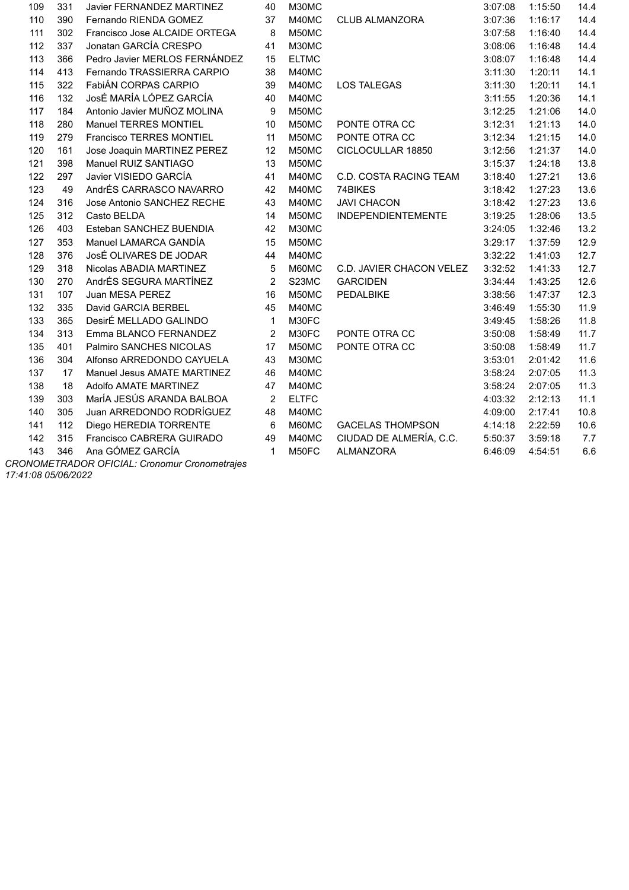| | | | | | | | | |
|---|---|---|---|---|---|---|---|---|
| 109 | 331 | Javier FERNANDEZ MARTINEZ | 40 | M30MC | | 3:07:08 | 1:15:50 | 14.4 |
| 110 | 390 | Fernando RIENDA GOMEZ | 37 | M40MC | CLUB ALMANZORA | 3:07:36 | 1:16:17 | 14.4 |
| 111 | 302 | Francisco Jose ALCAIDE ORTEGA | 8 | M50MC | | 3:07:58 | 1:16:40 | 14.4 |
| 112 | 337 | Jonatan GARCÍA CRESPO | 41 | M30MC | | 3:08:06 | 1:16:48 | 14.4 |
| 113 | 366 | Pedro Javier MERLOS FERNÁNDEZ | 15 | ELTMC | | 3:08:07 | 1:16:48 | 14.4 |
| 114 | 413 | Fernando TRASSIERRA CARPIO | 38 | M40MC | | 3:11:30 | 1:20:11 | 14.1 |
| 115 | 322 | FabiÁN CORPAS CARPIO | 39 | M40MC | LOS TALEGAS | 3:11:30 | 1:20:11 | 14.1 |
| 116 | 132 | JosÉ MARÍA LÓPEZ GARCÍA | 40 | M40MC | | 3:11:55 | 1:20:36 | 14.1 |
| 117 | 184 | Antonio Javier MUÑOZ MOLINA | 9 | M50MC | | 3:12:25 | 1:21:06 | 14.0 |
| 118 | 280 | Manuel TERRES MONTIEL | 10 | M50MC | PONTE OTRA CC | 3:12:31 | 1:21:13 | 14.0 |
| 119 | 279 | Francisco TERRES MONTIEL | 11 | M50MC | PONTE OTRA CC | 3:12:34 | 1:21:15 | 14.0 |
| 120 | 161 | Jose Joaquin MARTINEZ PEREZ | 12 | M50MC | CICLOCULLAR 18850 | 3:12:56 | 1:21:37 | 14.0 |
| 121 | 398 | Manuel RUIZ SANTIAGO | 13 | M50MC | | 3:15:37 | 1:24:18 | 13.8 |
| 122 | 297 | Javier VISIEDO GARCÍA | 41 | M40MC | C.D. COSTA RACING TEAM | 3:18:40 | 1:27:21 | 13.6 |
| 123 | 49 | AndrÉS CARRASCO NAVARRO | 42 | M40MC | 74BIKES | 3:18:42 | 1:27:23 | 13.6 |
| 124 | 316 | Jose Antonio SANCHEZ RECHE | 43 | M40MC | JAVI CHACON | 3:18:42 | 1:27:23 | 13.6 |
| 125 | 312 | Casto BELDA | 14 | M50MC | INDEPENDIENTEMENTE | 3:19:25 | 1:28:06 | 13.5 |
| 126 | 403 | Esteban SANCHEZ BUENDIA | 42 | M30MC | | 3:24:05 | 1:32:46 | 13.2 |
| 127 | 353 | Manuel LAMARCA GANDÍA | 15 | M50MC | | 3:29:17 | 1:37:59 | 12.9 |
| 128 | 376 | JosÉ OLIVARES DE JODAR | 44 | M40MC | | 3:32:22 | 1:41:03 | 12.7 |
| 129 | 318 | Nicolas ABADIA MARTINEZ | 5 | M60MC | C.D. JAVIER CHACON VELEZ | 3:32:52 | 1:41:33 | 12.7 |
| 130 | 270 | AndrÉS SEGURA MARTÍNEZ | 2 | S23MC | GARCIDEN | 3:34:44 | 1:43:25 | 12.6 |
| 131 | 107 | Juan MESA PEREZ | 16 | M50MC | PEDALBIKE | 3:38:56 | 1:47:37 | 12.3 |
| 132 | 335 | David GARCIA BERBEL | 45 | M40MC | | 3:46:49 | 1:55:30 | 11.9 |
| 133 | 365 | DesirÉ MELLADO GALINDO | 1 | M30FC | | 3:49:45 | 1:58:26 | 11.8 |
| 134 | 313 | Emma BLANCO FERNANDEZ | 2 | M30FC | PONTE OTRA CC | 3:50:08 | 1:58:49 | 11.7 |
| 135 | 401 | Palmiro SANCHES NICOLAS | 17 | M50MC | PONTE OTRA CC | 3:50:08 | 1:58:49 | 11.7 |
| 136 | 304 | Alfonso ARREDONDO CAYUELA | 43 | M30MC | | 3:53:01 | 2:01:42 | 11.6 |
| 137 | 17 | Manuel Jesus AMATE MARTINEZ | 46 | M40MC | | 3:58:24 | 2:07:05 | 11.3 |
| 138 | 18 | Adolfo AMATE MARTINEZ | 47 | M40MC | | 3:58:24 | 2:07:05 | 11.3 |
| 139 | 303 | MarÍA JESÚS ARANDA BALBOA | 2 | ELTFC | | 4:03:32 | 2:12:13 | 11.1 |
| 140 | 305 | Juan ARREDONDO RODRÍGUEZ | 48 | M40MC | | 4:09:00 | 2:17:41 | 10.8 |
| 141 | 112 | Diego HEREDIA TORRENTE | 6 | M60MC | GACELAS THOMPSON | 4:14:18 | 2:22:59 | 10.6 |
| 142 | 315 | Francisco CABRERA GUIRADO | 49 | M40MC | CIUDAD DE ALMERÍA, C.C. | 5:50:37 | 3:59:18 | 7.7 |
| 143 | 346 | Ana GÓMEZ GARCÍA | 1 | M50FC | ALMANZORA | 6:46:09 | 4:54:51 | 6.6 |

*CRONOMETRADOR OFICIAL: Cronomur Cronometrajes*
*17:41:08 05/06/2022*